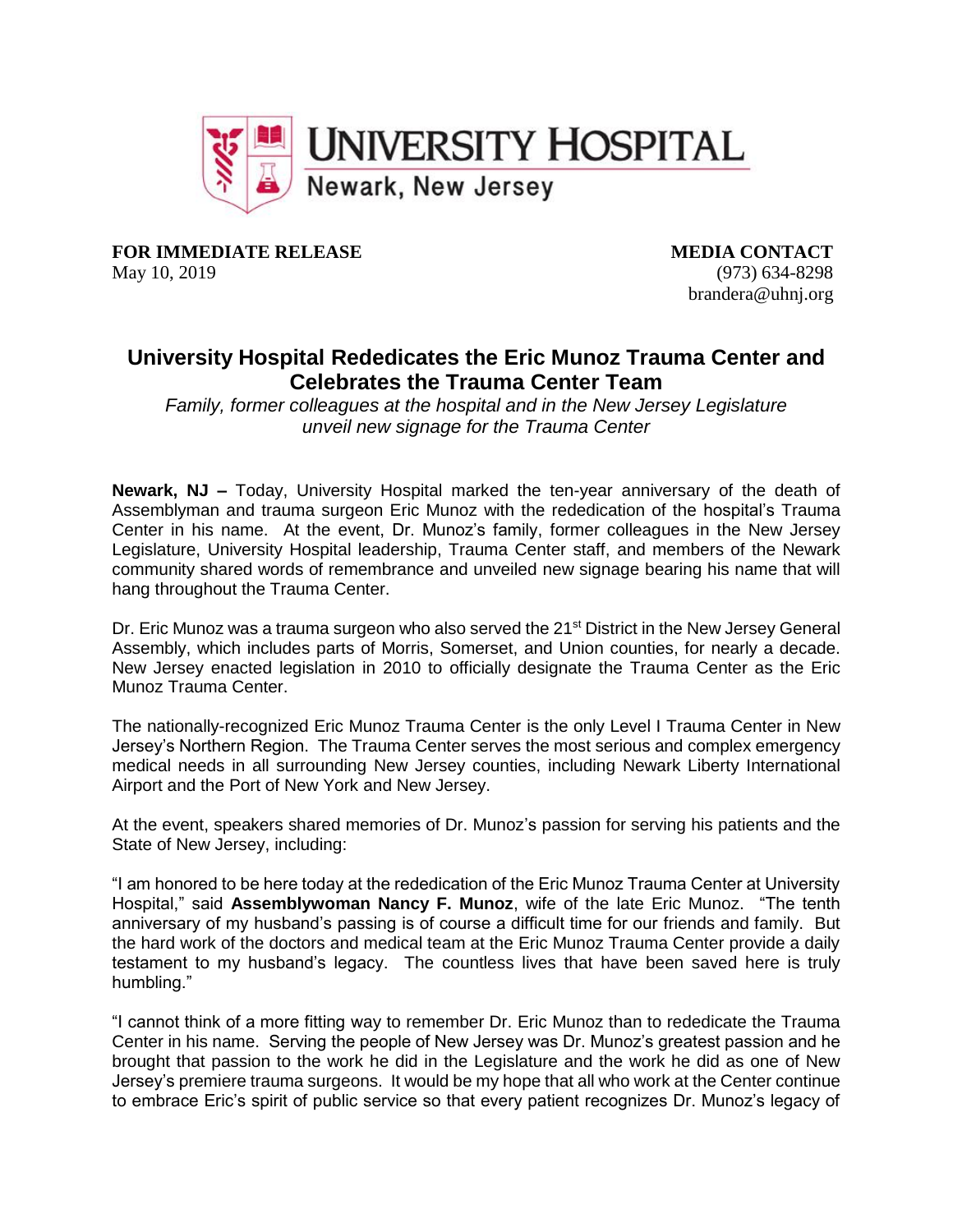**UNIVERSITY HOSPITAL**
Newark, New Jersey

**FOR IMMEDIATE RELEASE**
May 10, 2019

**MEDIA CONTACT**
(973) 634-8298
brandera@uhnj.org

# University Hospital Rededicates the Eric Munoz Trauma Center and Celebrates the Trauma Center Team

*Family, former colleagues at the hospital and in the New Jersey Legislature unveil new signage for the Trauma Center*

**Newark, NJ –** Today, University Hospital marked the ten-year anniversary of the death of Assemblyman and trauma surgeon Eric Munoz with the rededication of the hospital's Trauma Center in his name. At the event, Dr. Munoz's family, former colleagues in the New Jersey Legislature, University Hospital leadership, Trauma Center staff, and members of the Newark community shared words of remembrance and unveiled new signage bearing his name that will hang throughout the Trauma Center.

Dr. Eric Munoz was a trauma surgeon who also served the 21st District in the New Jersey General Assembly, which includes parts of Morris, Somerset, and Union counties, for nearly a decade. New Jersey enacted legislation in 2010 to officially designate the Trauma Center as the Eric Munoz Trauma Center.

The nationally-recognized Eric Munoz Trauma Center is the only Level I Trauma Center in New Jersey's Northern Region. The Trauma Center serves the most serious and complex emergency medical needs in all surrounding New Jersey counties, including Newark Liberty International Airport and the Port of New York and New Jersey.

At the event, speakers shared memories of Dr. Munoz's passion for serving his patients and the State of New Jersey, including:

"I am honored to be here today at the rededication of the Eric Munoz Trauma Center at University Hospital," said **Assemblywoman Nancy F. Munoz**, wife of the late Eric Munoz. "The tenth anniversary of my husband's passing is of course a difficult time for our friends and family. But the hard work of the doctors and medical team at the Eric Munoz Trauma Center provide a daily testament to my husband's legacy. The countless lives that have been saved here is truly humbling."

"I cannot think of a more fitting way to remember Dr. Eric Munoz than to rededicate the Trauma Center in his name. Serving the people of New Jersey was Dr. Munoz's greatest passion and he brought that passion to the work he did in the Legislature and the work he did as one of New Jersey's premiere trauma surgeons. It would be my hope that all who work at the Center continue to embrace Eric's spirit of public service so that every patient recognizes Dr. Munoz's legacy of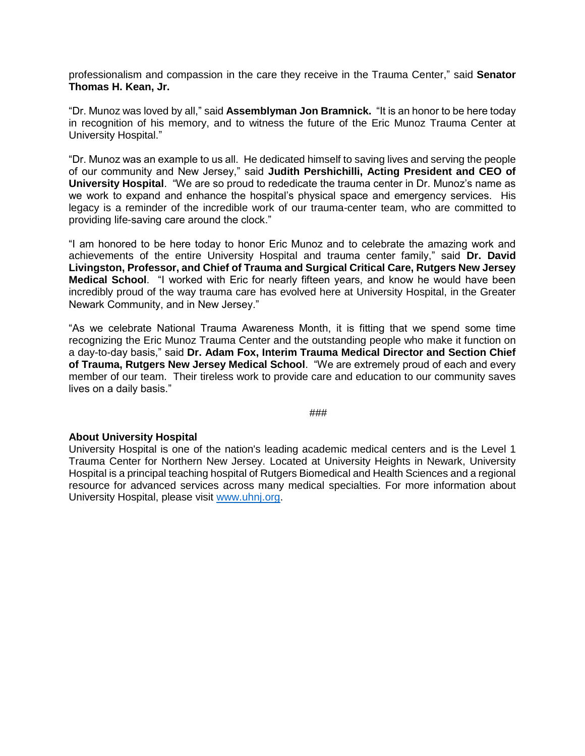professionalism and compassion in the care they receive in the Trauma Center," said **Senator Thomas H. Kean, Jr.**

"Dr. Munoz was loved by all," said **Assemblyman Jon Bramnick.** "It is an honor to be here today in recognition of his memory, and to witness the future of the Eric Munoz Trauma Center at University Hospital."

"Dr. Munoz was an example to us all. He dedicated himself to saving lives and serving the people of our community and New Jersey," said **Judith Pershichilli, Acting President and CEO of University Hospital**. "We are so proud to rededicate the trauma center in Dr. Munoz's name as we work to expand and enhance the hospital's physical space and emergency services. His legacy is a reminder of the incredible work of our trauma-center team, who are committed to providing life-saving care around the clock."

"I am honored to be here today to honor Eric Munoz and to celebrate the amazing work and achievements of the entire University Hospital and trauma center family," said **Dr. David Livingston, Professor, and Chief of Trauma and Surgical Critical Care, Rutgers New Jersey Medical School**. "I worked with Eric for nearly fifteen years, and know he would have been incredibly proud of the way trauma care has evolved here at University Hospital, in the Greater Newark Community, and in New Jersey."

"As we celebrate National Trauma Awareness Month, it is fitting that we spend some time recognizing the Eric Munoz Trauma Center and the outstanding people who make it function on a day-to-day basis," said **Dr. Adam Fox, Interim Trauma Medical Director and Section Chief of Trauma, Rutgers New Jersey Medical School**. "We are extremely proud of each and every member of our team. Their tireless work to provide care and education to our community saves lives on a daily basis."

###

**About University Hospital**

University Hospital is one of the nation's leading academic medical centers and is the Level 1 Trauma Center for Northern New Jersey. Located at University Heights in Newark, University Hospital is a principal teaching hospital of Rutgers Biomedical and Health Sciences and a regional resource for advanced services across many medical specialties. For more information about University Hospital, please visit [www.uhnj.org](www.uhnj.org).